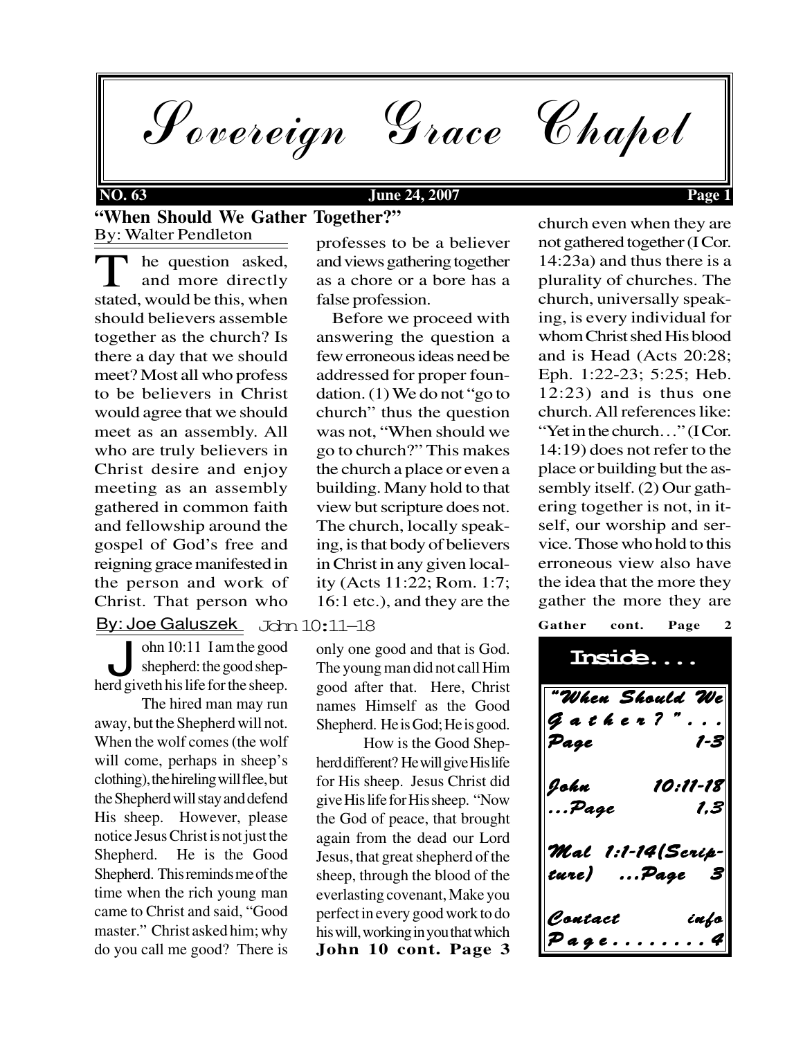# Sovereign Grace Chapel

**NO. 63** **June 24, 2007**

## "When Should We Gather Together?"

By: Walter Pendleton

The question asked, and more directly stated, would be this, when should believers assemble together as the church? Is there a day that we should meet? Most all who profess to be believers in Christ would agree that we should meet as an assembly. All who are truly believers in Christ desire and enjoy meeting as an assembly gathered in common faith and fellowship around the gospel of God's free and reigning grace manifested in the person and work of Christ. That person who professes to be a believer and views gathering together as a chore or a bore has a false profession.

Before we proceed with answering the question a few erroneous ideas need be addressed for proper foundation. (1) We do not "go to church" thus the question was not, "When should we go to church?" This makes the church a place or even a building. Many hold to that view but scripture does not. The church, locally speaking, is that body of believers in Christ in any given locality (Acts 11:22; Rom. 1:7; 16:1 etc.), and they are the church even when they are not gathered together (I Cor. 14:23a) and thus there is a plurality of churches. The church, universally speaking, is every individual for whom Christ shed His blood and is Head (Acts 20:28; Eph. 1:22-23; 5:25; Heb. 12:23) and is thus one church. All references like: "Yet in the church…" (I Cor. 14:19) does not refer to the place or building but the assembly itself. (2) Our gathering together is not, in itself, our worship and service. Those who hold to this erroneous view also have the idea that the more they gather the more they are

**Gather cont. Page 2**

## John 10:11–18

By: Joe Galuszek

John 10:11 I am the good shepherd: the good shepherd giveth his life for the sheep.

The hired man may run away, but the Shepherd will not. When the wolf comes (the wolf will come, perhaps in sheep's clothing), the hireling will flee, but the Shepherd will stay and defend His sheep. However, please notice Jesus Christ is not just the Shepherd. He is the Good Shepherd. This reminds me of the time when the rich young man came to Christ and said, "Good master." Christ asked him; why do you call me good? There is only one good and that is God. The young man did not call Him good after that. Here, Christ names Himself as the Good Shepherd. He is God; He is good.

How is the Good Shepherd different? He will give His life for His sheep. Jesus Christ did give His life for His sheep. "Now the God of peace, that brought again from the dead our Lord Jesus, that great shepherd of the sheep, through the blood of the everlasting covenant, Make you perfect in every good work to do his will, working in you that which

**John 10 cont. Page 3**

## Inside....

*"When Should We Gather?"...Page 1-3*

*John 10:11-18 ...Page 1,3*

*Mal 1:1-14(Scripture) ...Page 3*

*Contact info Page........4*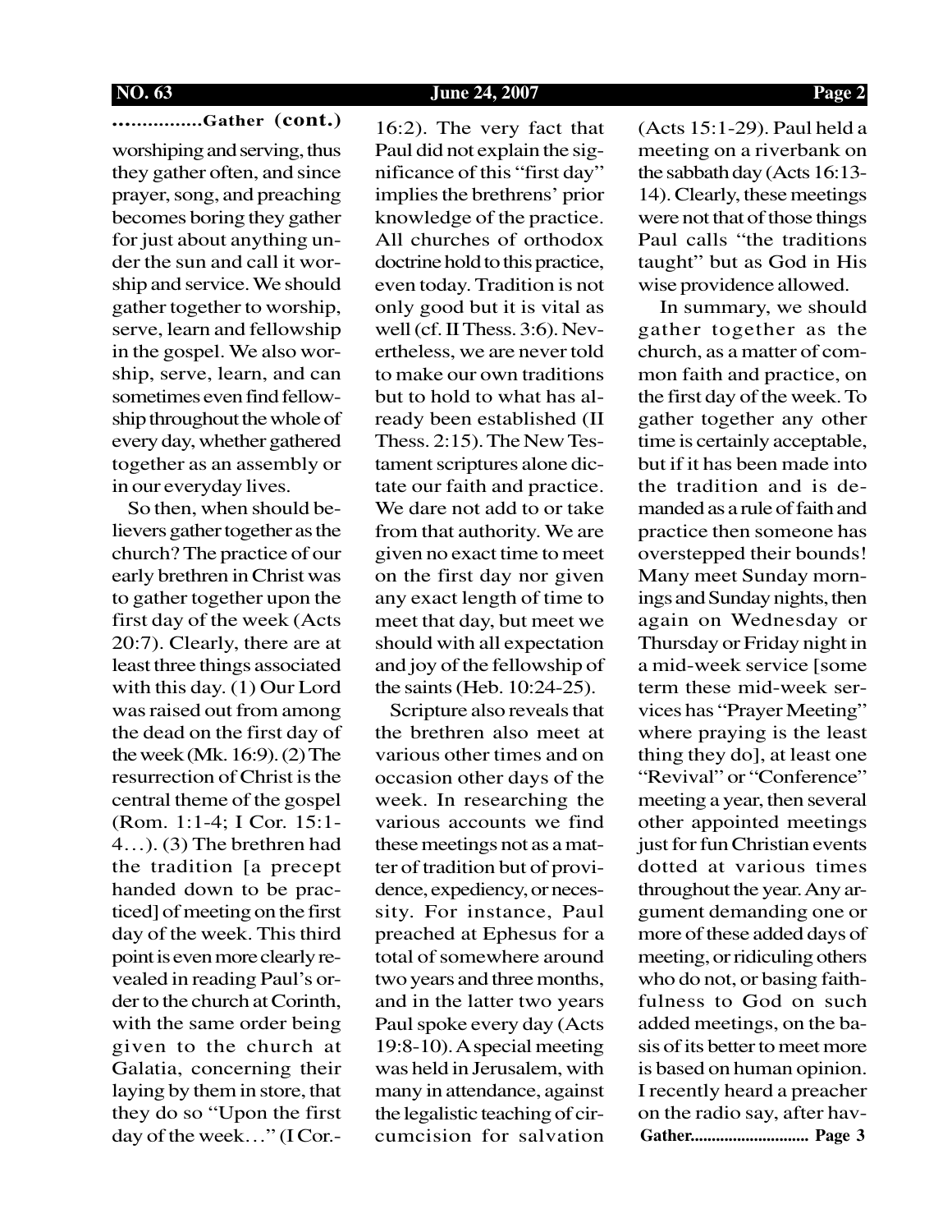**................Gather (cont.)**

worshiping and serving, thus they gather often, and since prayer, song, and preaching becomes boring they gather for just about anything under the sun and call it worship and service. We should gather together to worship, serve, learn and fellowship in the gospel. We also worship, serve, learn, and can sometimes even find fellowship throughout the whole of every day, whether gathered together as an assembly or in our everyday lives.

So then, when should believers gather together as the church? The practice of our early brethren in Christ was to gather together upon the first day of the week (Acts 20:7). Clearly, there are at least three things associated with this day. (1) Our Lord was raised out from among the dead on the first day of the week (Mk. 16:9). (2) The resurrection of Christ is the central theme of the gospel (Rom. 1:1-4; I Cor. 15:1-4…). (3) The brethren had the tradition [a precept handed down to be practiced] of meeting on the first day of the week. This third point is even more clearly revealed in reading Paul's order to the church at Corinth, with the same order being given to the church at Galatia, concerning their laying by them in store, that they do so "Upon the first day of the week…" (I Cor. 16:2). The very fact that Paul did not explain the significance of this "first day" implies the brethrens' prior knowledge of the practice. All churches of orthodox doctrine hold to this practice, even today. Tradition is not only good but it is vital as well (cf. II Thess. 3:6). Nevertheless, we are never told to make our own traditions but to hold to what has already been established (II Thess. 2:15). The New Testament scriptures alone dictate our faith and practice. We dare not add to or take from that authority. We are given no exact time to meet on the first day nor given any exact length of time to meet that day, but meet we should with all expectation and joy of the fellowship of the saints (Heb. 10:24-25).

Scripture also reveals that the brethren also meet at various other times and on occasion other days of the week. In researching the various accounts we find these meetings not as a matter of tradition but of providence, expediency, or necessity. For instance, Paul preached at Ephesus for a total of somewhere around two years and three months, and in the latter two years Paul spoke every day (Acts 19:8-10). A special meeting was held in Jerusalem, with many in attendance, against the legalistic teaching of circumcision for salvation (Acts 15:1-29). Paul held a meeting on a riverbank on the sabbath day (Acts 16:13-14). Clearly, these meetings were not that of those things Paul calls "the traditions taught" but as God in His wise providence allowed.

In summary, we should gather together as the church, as a matter of common faith and practice, on the first day of the week. To gather together any other time is certainly acceptable, but if it has been made into the tradition and is demanded as a rule of faith and practice then someone has overstepped their bounds! Many meet Sunday mornings and Sunday nights, then again on Wednesday or Thursday or Friday night in a mid-week service [some term these mid-week services has "Prayer Meeting" where praying is the least thing they do], at least one "Revival" or "Conference" meeting a year, then several other appointed meetings just for fun Christian events dotted at various times throughout the year. Any argument demanding one or more of these added days of meeting, or ridiculing others who do not, or basing faithfulness to God on such added meetings, on the basis of its better to meet more is based on human opinion. I recently heard a preacher on the radio say, after hav-

**Gather........................... Page 3**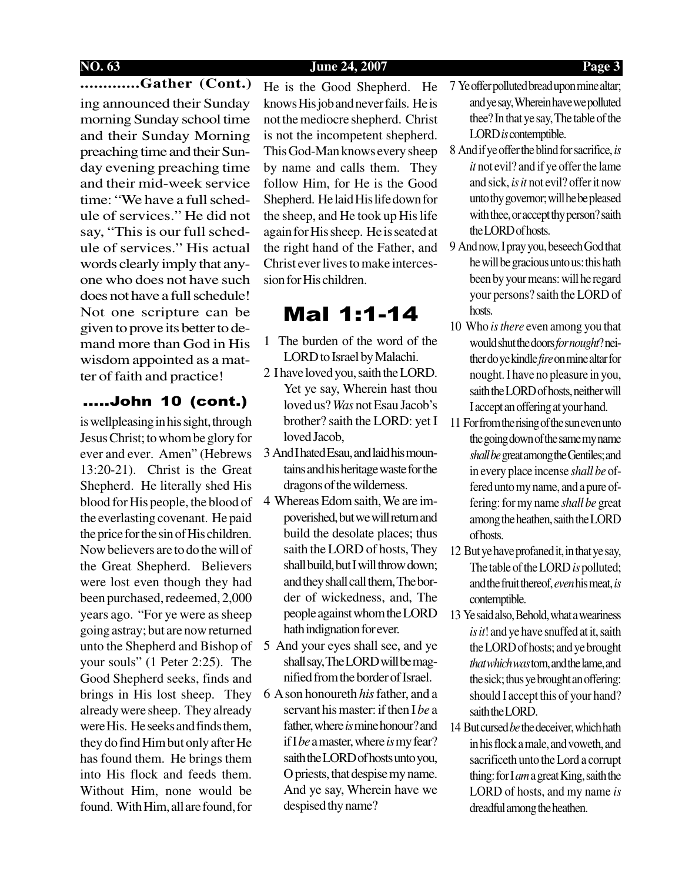**............Gather (Cont.)**

ing announced their Sunday morning Sunday school time and their Sunday Morning preaching time and their Sunday evening preaching time and their mid-week service time: "We have a full schedule of services." He did not say, "This is our full schedule of services." His actual words clearly imply that anyone who does not have such does not have a full schedule! Not one scripture can be given to prove its better to demand more than God in His wisdom appointed as a matter of faith and practice!

**.....John 10 (cont.)**

is wellpleasing in his sight, through Jesus Christ; to whom be glory for ever and ever. Amen" (Hebrews 13:20-21). Christ is the Great Shepherd. He literally shed His blood for His people, the blood of the everlasting covenant. He paid the price for the sin of His children. Now believers are to do the will of the Great Shepherd. Believers were lost even though they had been purchased, redeemed, 2,000 years ago. "For ye were as sheep going astray; but are now returned unto the Shepherd and Bishop of your souls" (1 Peter 2:25). The Good Shepherd seeks, finds and brings in His lost sheep. They already were sheep. They already were His. He seeks and finds them, they do find Him but only after He has found them. He brings them into His flock and feeds them. Without Him, none would be found. With Him, all are found, for He is the Good Shepherd. He knows His job and never fails. He is not the mediocre shepherd. Christ is not the incompetent shepherd. This God-Man knows every sheep by name and calls them. They follow Him, for He is the Good Shepherd. He laid His life down for the sheep, and He took up His life again for His sheep. He is seated at the right hand of the Father, and Christ ever lives to make intercession for His children.

# Mal 1:1-14

1 The burden of the word of the LORD to Israel by Malachi.

2 I have loved you, saith the LORD. Yet ye say, Wherein hast thou loved us? *Was* not Esau Jacob's brother? saith the LORD: yet I loved Jacob,

3 And I hated Esau, and laid his mountains and his heritage waste for the dragons of the wilderness.

4 Whereas Edom saith, We are impoverished, but we will return and build the desolate places; thus saith the LORD of hosts, They shall build, but I will throw down; and they shall call them, The border of wickedness, and, The people against whom the LORD hath indignation for ever.

5 And your eyes shall see, and ye shall say, The LORD will be magnified from the border of Israel.

6 A son honoureth *his* father, and a servant his master: if then I *be* a father, where *is* mine honour? and if I *be* a master, where *is* my fear? saith the LORD of hosts unto you, O priests, that despise my name. And ye say, Wherein have we despised thy name?

7 Ye offer polluted bread upon mine altar; and ye say, Wherein have we polluted thee? In that ye say, The table of the LORD *is* contemptible.

8 And if ye offer the blind for sacrifice, *is it* not evil? and if ye offer the lame and sick, *is it* not evil? offer it now unto thy governor; will he be pleased with thee, or accept thy person? saith the LORD of hosts.

9 And now, I pray you, beseech God that he will be gracious unto us: this hath been by your means: will he regard your persons? saith the LORD of hosts.

10 Who *is there* even among you that would shut the doors *for nought*? neither do ye kindle *fire* on mine altar for nought. I have no pleasure in you, saith the LORD of hosts, neither will I accept an offering at your hand.

11 For from the rising of the sun even unto the going down of the same my name *shall be* great among the Gentiles; and in every place incense *shall be* offered unto my name, and a pure offering: for my name *shall be* great among the heathen, saith the LORD of hosts.

12 But ye have profaned it, in that ye say, The table of the LORD *is* polluted; and the fruit thereof, *even* his meat, *is* contemptible.

13 Ye said also, Behold, what a weariness *is it*! and ye have snuffed at it, saith the LORD of hosts; and ye brought *that which was* torn, and the lame, and the sick; thus ye brought an offering: should I accept this of your hand? saith the LORD.

14 But cursed *be* the deceiver, which hath in his flock a male, and voweth, and sacrificeth unto the Lord a corrupt thing: for I *am* a great King, saith the LORD of hosts, and my name *is* dreadful among the heathen.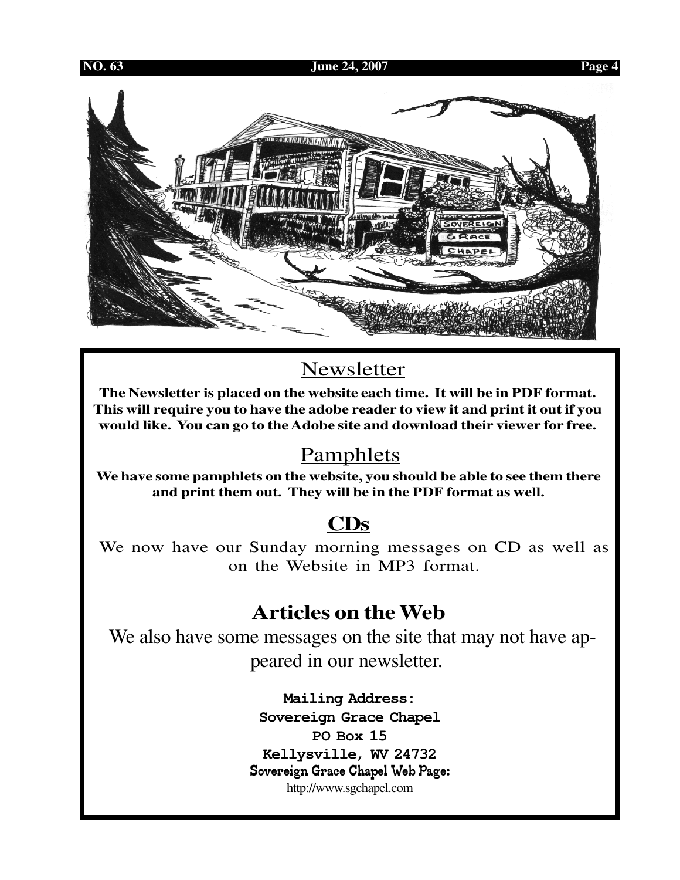## Newsletter

**The Newsletter is placed on the website each time. It will be in PDF format. This will require you to have the adobe reader to view it and print it out if you would like. You can go to the Adobe site and download their viewer for free.**

## Pamphlets

**We have some pamphlets on the website, you should be able to see them there and print them out. They will be in the PDF format as well.**

## CDs

We now have our Sunday morning messages on CD as well as on the Website in MP3 format.

## Articles on the Web

We also have some messages on the site that may not have appeared in our newsletter.

**Mailing Address:**
**Sovereign Grace Chapel**
**PO Box 15**
**Kellysville, WV 24732**
**Sovereign Grace Chapel Web Page:**
http://www.sgchapel.com